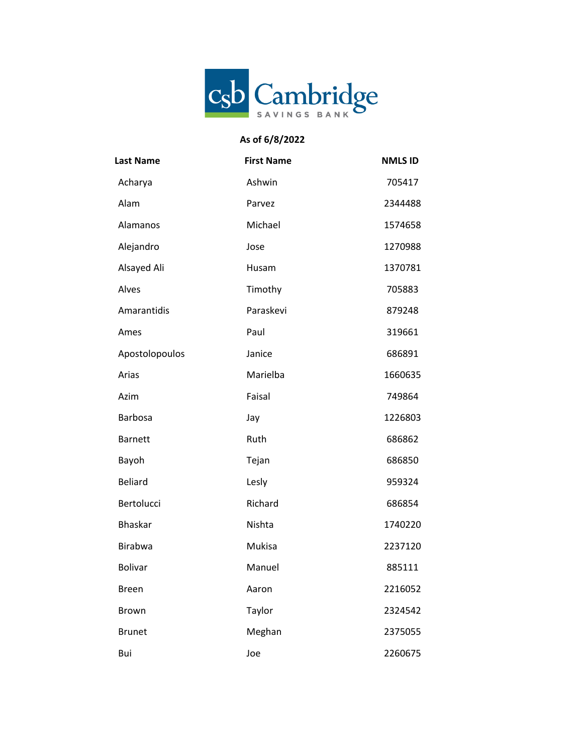csb Cambridge SAVINGS BANK

**As of 6/8/2022**

| Last Name | First Name | NMLS ID |
| --- | --- | --- |
| Acharya | Ashwin | 705417 |
| Alam | Parvez | 2344488 |
| Alamanos | Michael | 1574658 |
| Alejandro | Jose | 1270988 |
| Alsayed Ali | Husam | 1370781 |
| Alves | Timothy | 705883 |
| Amarantidis | Paraskevi | 879248 |
| Ames | Paul | 319661 |
| Apostolopoulos | Janice | 686891 |
| Arias | Marielba | 1660635 |
| Azim | Faisal | 749864 |
| Barbosa | Jay | 1226803 |
| Barnett | Ruth | 686862 |
| Bayoh | Tejan | 686850 |
| Beliard | Lesly | 959324 |
| Bertolucci | Richard | 686854 |
| Bhaskar | Nishta | 1740220 |
| Birabwa | Mukisa | 2237120 |
| Bolivar | Manuel | 885111 |
| Breen | Aaron | 2216052 |
| Brown | Taylor | 2324542 |
| Brunet | Meghan | 2375055 |
| Bui | Joe | 2260675 |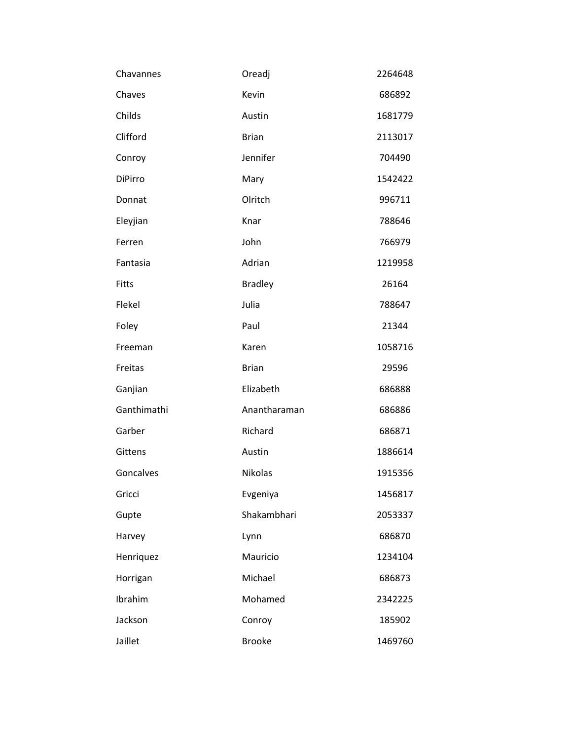| | | |
|---|---|---|
| Chavannes | Oreadj | 2264648 |
| Chaves | Kevin | 686892 |
| Childs | Austin | 1681779 |
| Clifford | Brian | 2113017 |
| Conroy | Jennifer | 704490 |
| DiPirro | Mary | 1542422 |
| Donnat | Olritch | 996711 |
| Eleyjian | Knar | 788646 |
| Ferren | John | 766979 |
| Fantasia | Adrian | 1219958 |
| Fitts | Bradley | 26164 |
| Flekel | Julia | 788647 |
| Foley | Paul | 21344 |
| Freeman | Karen | 1058716 |
| Freitas | Brian | 29596 |
| Ganjian | Elizabeth | 686888 |
| Ganthimathi | Anantharaman | 686886 |
| Garber | Richard | 686871 |
| Gittens | Austin | 1886614 |
| Goncalves | Nikolas | 1915356 |
| Gricci | Evgeniya | 1456817 |
| Gupte | Shakambhari | 2053337 |
| Harvey | Lynn | 686870 |
| Henriquez | Mauricio | 1234104 |
| Horrigan | Michael | 686873 |
| Ibrahim | Mohamed | 2342225 |
| Jackson | Conroy | 185902 |
| Jaillet | Brooke | 1469760 |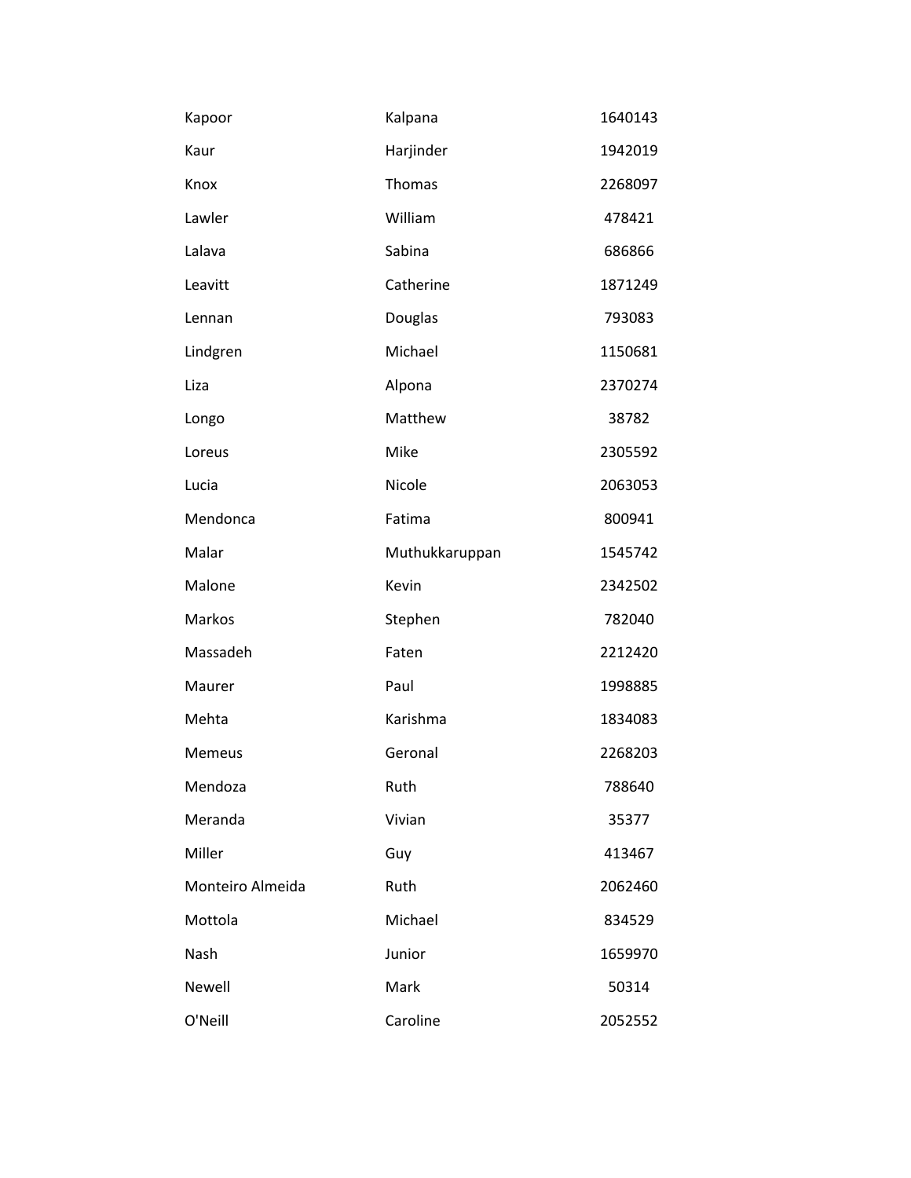| | | |
|---|---|---|
| Kapoor | Kalpana | 1640143 |
| Kaur | Harjinder | 1942019 |
| Knox | Thomas | 2268097 |
| Lawler | William | 478421 |
| Lalava | Sabina | 686866 |
| Leavitt | Catherine | 1871249 |
| Lennan | Douglas | 793083 |
| Lindgren | Michael | 1150681 |
| Liza | Alpona | 2370274 |
| Longo | Matthew | 38782 |
| Loreus | Mike | 2305592 |
| Lucia | Nicole | 2063053 |
| Mendonca | Fatima | 800941 |
| Malar | Muthukkaruppan | 1545742 |
| Malone | Kevin | 2342502 |
| Markos | Stephen | 782040 |
| Massadeh | Faten | 2212420 |
| Maurer | Paul | 1998885 |
| Mehta | Karishma | 1834083 |
| Memeus | Geronal | 2268203 |
| Mendoza | Ruth | 788640 |
| Meranda | Vivian | 35377 |
| Miller | Guy | 413467 |
| Monteiro Almeida | Ruth | 2062460 |
| Mottola | Michael | 834529 |
| Nash | Junior | 1659970 |
| Newell | Mark | 50314 |
| O'Neill | Caroline | 2052552 |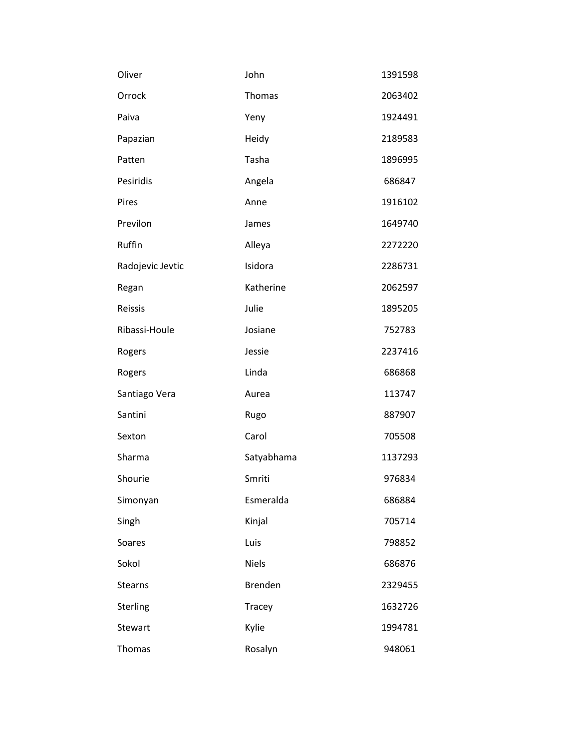| | | |
|---|---|---|
| Oliver | John | 1391598 |
| Orrock | Thomas | 2063402 |
| Paiva | Yeny | 1924491 |
| Papazian | Heidy | 2189583 |
| Patten | Tasha | 1896995 |
| Pesiridis | Angela | 686847 |
| Pires | Anne | 1916102 |
| Previlon | James | 1649740 |
| Ruffin | Alleya | 2272220 |
| Radojevic Jevtic | Isidora | 2286731 |
| Regan | Katherine | 2062597 |
| Reissis | Julie | 1895205 |
| Ribassi-Houle | Josiane | 752783 |
| Rogers | Jessie | 2237416 |
| Rogers | Linda | 686868 |
| Santiago Vera | Aurea | 113747 |
| Santini | Rugo | 887907 |
| Sexton | Carol | 705508 |
| Sharma | Satyabhama | 1137293 |
| Shourie | Smriti | 976834 |
| Simonyan | Esmeralda | 686884 |
| Singh | Kinjal | 705714 |
| Soares | Luis | 798852 |
| Sokol | Niels | 686876 |
| Stearns | Brenden | 2329455 |
| Sterling | Tracey | 1632726 |
| Stewart | Kylie | 1994781 |
| Thomas | Rosalyn | 948061 |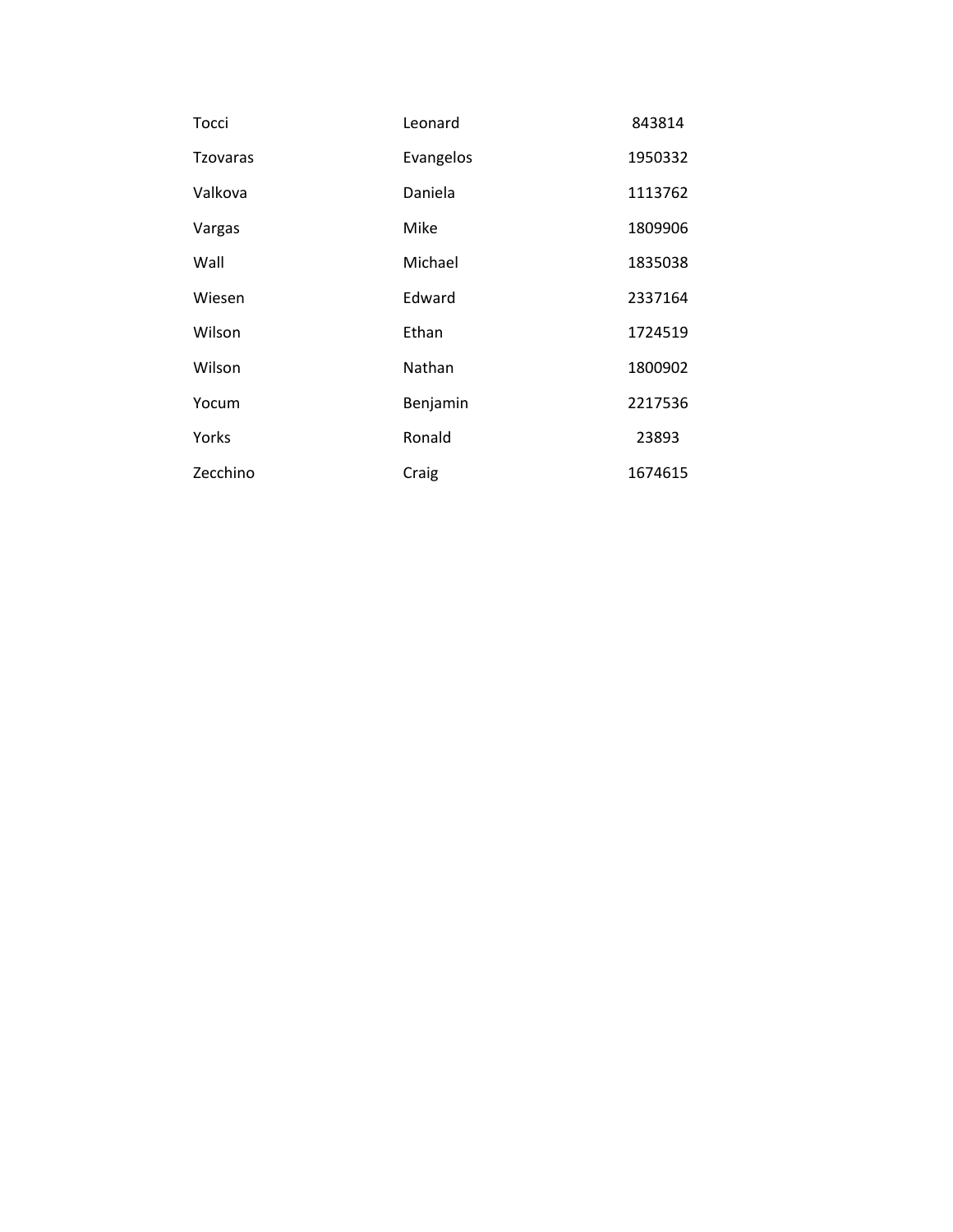| | | |
|---|---|---|
| Tocci | Leonard | 843814 |
| Tzovaras | Evangelos | 1950332 |
| Valkova | Daniela | 1113762 |
| Vargas | Mike | 1809906 |
| Wall | Michael | 1835038 |
| Wiesen | Edward | 2337164 |
| Wilson | Ethan | 1724519 |
| Wilson | Nathan | 1800902 |
| Yocum | Benjamin | 2217536 |
| Yorks | Ronald | 23893 |
| Zecchino | Craig | 1674615 |